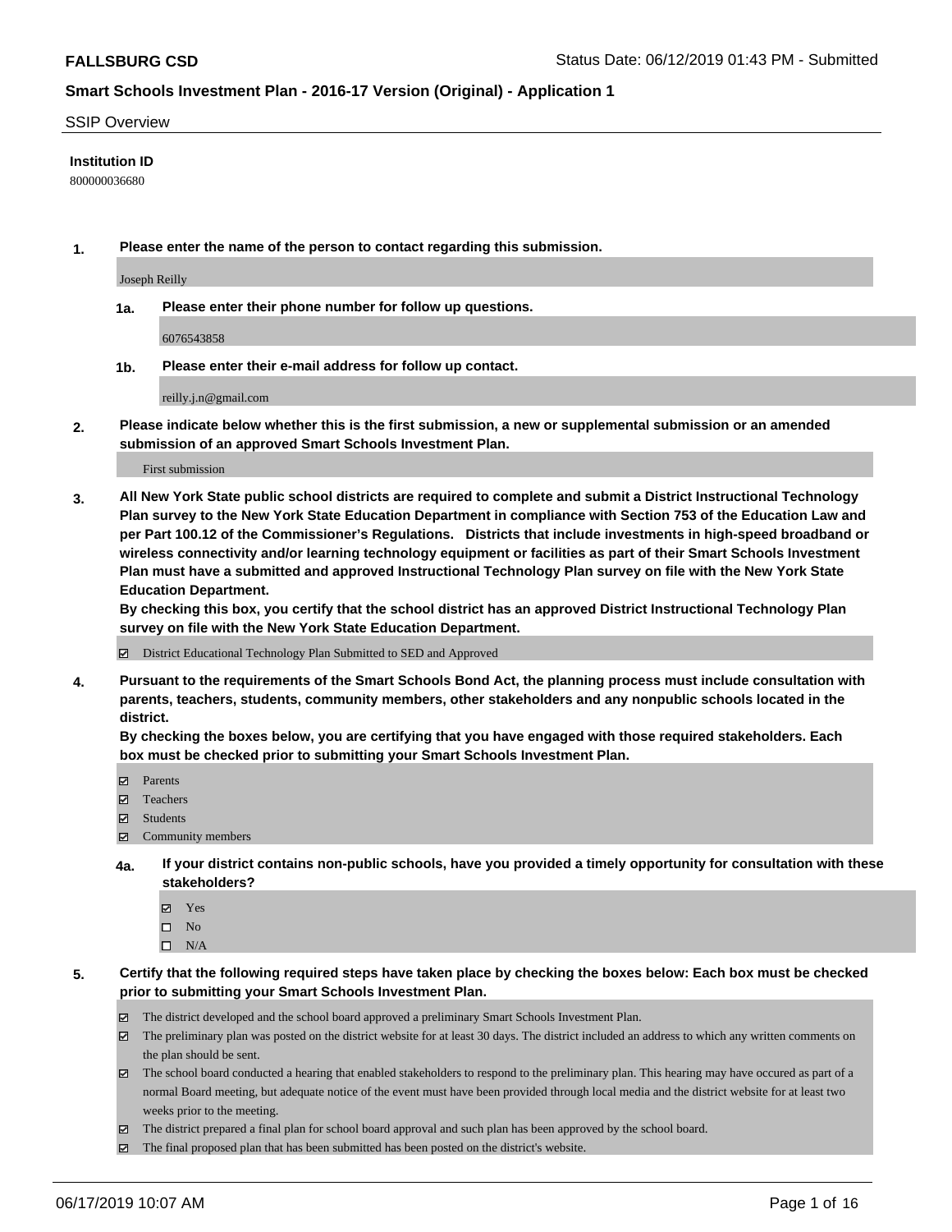# FALLSBURG CSD

Status Date: 06/12/2019 01:43 PM - Submitted

## Smart Schools Investment Plan - 2016-17 Version (Original) - Application 1

SSIP Overview

**Institution ID**

800000036680

**1. Please enter the name of the person to contact regarding this submission.**

Joseph Reilly

**1a. Please enter their phone number for follow up questions.**

6076543858

**1b. Please enter their e-mail address for follow up contact.**

reilly.j.n@gmail.com

**2. Please indicate below whether this is the first submission, a new or supplemental submission or an amended submission of an approved Smart Schools Investment Plan.**

First submission

**3. All New York State public school districts are required to complete and submit a District Instructional Technology Plan survey to the New York State Education Department in compliance with Section 753 of the Education Law and per Part 100.12 of the Commissioner's Regulations. Districts that include investments in high-speed broadband or wireless connectivity and/or learning technology equipment or facilities as part of their Smart Schools Investment Plan must have a submitted and approved Instructional Technology Plan survey on file with the New York State Education Department.**
**By checking this box, you certify that the school district has an approved District Instructional Technology Plan survey on file with the New York State Education Department.**

- ☑ District Educational Technology Plan Submitted to SED and Approved

**4. Pursuant to the requirements of the Smart Schools Bond Act, the planning process must include consultation with parents, teachers, students, community members, other stakeholders and any nonpublic schools located in the district.**
**By checking the boxes below, you are certifying that you have engaged with those required stakeholders. Each box must be checked prior to submitting your Smart Schools Investment Plan.**

- ☑ Parents
- ☑ Teachers
- ☑ Students
- ☑ Community members

**4a. If your district contains non-public schools, have you provided a timely opportunity for consultation with these stakeholders?**

- ☑ Yes
- ☐ No
- ☐ N/A

**5. Certify that the following required steps have taken place by checking the boxes below: Each box must be checked prior to submitting your Smart Schools Investment Plan.**

- ☑ The district developed and the school board approved a preliminary Smart Schools Investment Plan.
- ☑ The preliminary plan was posted on the district website for at least 30 days. The district included an address to which any written comments on the plan should be sent.
- ☑ The school board conducted a hearing that enabled stakeholders to respond to the preliminary plan. This hearing may have occured as part of a normal Board meeting, but adequate notice of the event must have been provided through local media and the district website for at least two weeks prior to the meeting.
- ☑ The district prepared a final plan for school board approval and such plan has been approved by the school board.
- ☑ The final proposed plan that has been submitted has been posted on the district's website.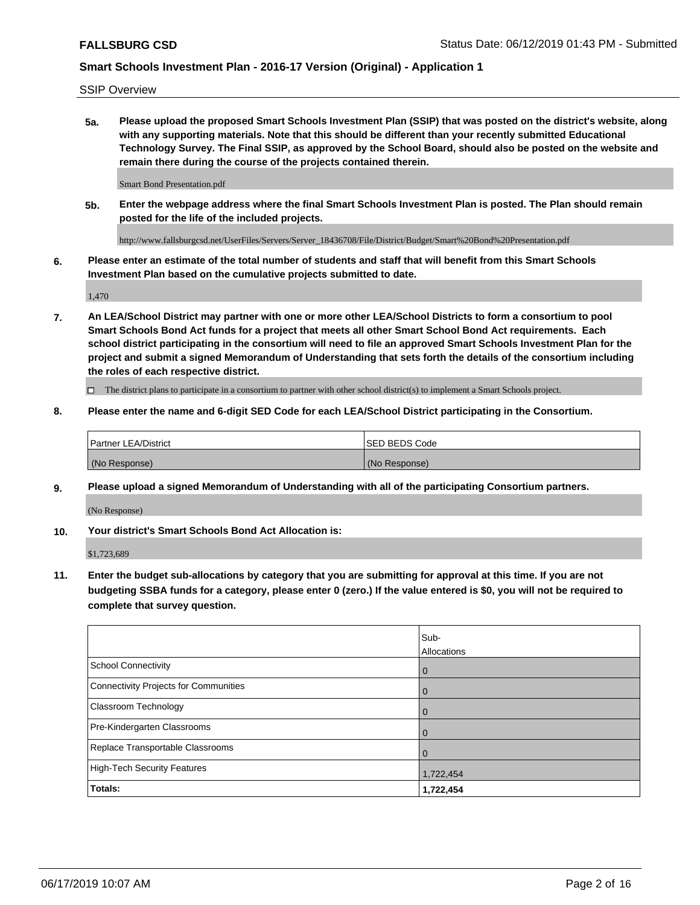**FALLSBURG CSD**

**Smart Schools Investment Plan - 2016-17 Version (Original) - Application 1**

SSIP Overview

**5a. Please upload the proposed Smart Schools Investment Plan (SSIP) that was posted on the district's website, along with any supporting materials. Note that this should be different than your recently submitted Educational Technology Survey. The Final SSIP, as approved by the School Board, should also be posted on the website and remain there during the course of the projects contained therein.**

Smart Bond Presentation.pdf

**5b. Enter the webpage address where the final Smart Schools Investment Plan is posted. The Plan should remain posted for the life of the included projects.**

http://www.fallsburgcsd.net/UserFiles/Servers/Server_18436708/File/District/Budget/Smart%20Bond%20Presentation.pdf

**6. Please enter an estimate of the total number of students and staff that will benefit from this Smart Schools Investment Plan based on the cumulative projects submitted to date.**

1,470

**7. An LEA/School District may partner with one or more other LEA/School Districts to form a consortium to pool Smart Schools Bond Act funds for a project that meets all other Smart School Bond Act requirements. Each school district participating in the consortium will need to file an approved Smart Schools Investment Plan for the project and submit a signed Memorandum of Understanding that sets forth the details of the consortium including the roles of each respective district.**

☐ The district plans to participate in a consortium to partner with other school district(s) to implement a Smart Schools project.

**8. Please enter the name and 6-digit SED Code for each LEA/School District participating in the Consortium.**

| Partner LEA/District | SED BEDS Code |
|---|---|
| (No Response) | (No Response) |

**9. Please upload a signed Memorandum of Understanding with all of the participating Consortium partners.**

(No Response)

**10. Your district's Smart Schools Bond Act Allocation is:**

$1,723,689

**11. Enter the budget sub-allocations by category that you are submitting for approval at this time. If you are not budgeting SSBA funds for a category, please enter 0 (zero.) If the value entered is $0, you will not be required to complete that survey question.**

| | Sub-Allocations |
|---|---|
| School Connectivity | 0 |
| Connectivity Projects for Communities | 0 |
| Classroom Technology | 0 |
| Pre-Kindergarten Classrooms | 0 |
| Replace Transportable Classrooms | 0 |
| High-Tech Security Features | 1,722,454 |
| **Totals:** | **1,722,454** |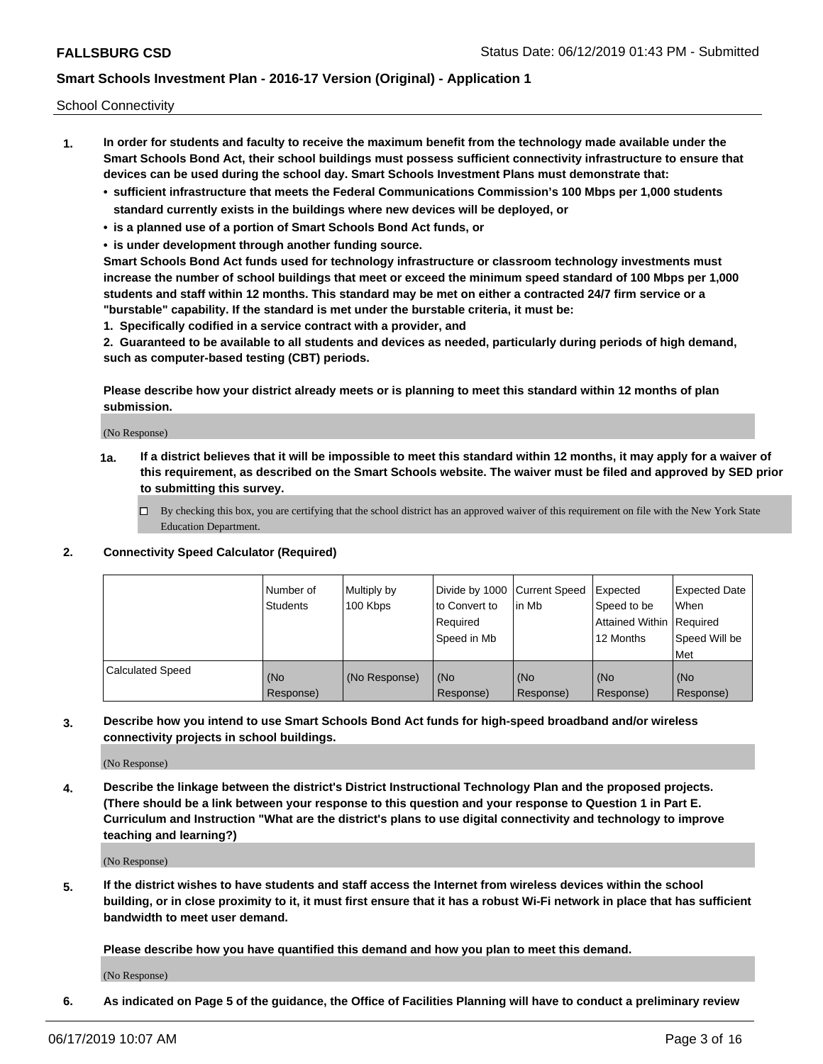School Connectivity

1. **In order for students and faculty to receive the maximum benefit from the technology made available under the Smart Schools Bond Act, their school buildings must possess sufficient connectivity infrastructure to ensure that devices can be used during the school day. Smart Schools Investment Plans must demonstrate that:**
   - **sufficient infrastructure that meets the Federal Communications Commission's 100 Mbps per 1,000 students standard currently exists in the buildings where new devices will be deployed, or**
   - **is a planned use of a portion of Smart Schools Bond Act funds, or**
   - **is under development through another funding source.**

   **Smart Schools Bond Act funds used for technology infrastructure or classroom technology investments must increase the number of school buildings that meet or exceed the minimum speed standard of 100 Mbps per 1,000 students and staff within 12 months. This standard may be met on either a contracted 24/7 firm service or a "burstable" capability. If the standard is met under the burstable criteria, it must be:**

   **1. Specifically codified in a service contract with a provider, and**

   **2. Guaranteed to be available to all students and devices as needed, particularly during periods of high demand, such as computer-based testing (CBT) periods.**

   **Please describe how your district already meets or is planning to meet this standard within 12 months of plan submission.**

   (No Response)

   **1a. If a district believes that it will be impossible to meet this standard within 12 months, it may apply for a waiver of this requirement, as described on the Smart Schools website. The waiver must be filed and approved by SED prior to submitting this survey.**

   ☐ By checking this box, you are certifying that the school district has an approved waiver of this requirement on file with the New York State Education Department.

2. **Connectivity Speed Calculator (Required)**

|  | Number of Students | Multiply by 100 Kbps | Divide by 1000 to Convert to Required Speed in Mb | Current Speed in Mb | Expected Speed to be Attained Within 12 Months | Expected Date When Required Speed Will be Met |
|---|---|---|---|---|---|---|
| Calculated Speed | (No Response) | (No Response) | (No Response) | (No Response) | (No Response) | (No Response) |

3. **Describe how you intend to use Smart Schools Bond Act funds for high-speed broadband and/or wireless connectivity projects in school buildings.**

   (No Response)

4. **Describe the linkage between the district's District Instructional Technology Plan and the proposed projects. (There should be a link between your response to this question and your response to Question 1 in Part E. Curriculum and Instruction "What are the district's plans to use digital connectivity and technology to improve teaching and learning?)**

   (No Response)

5. **If the district wishes to have students and staff access the Internet from wireless devices within the school building, or in close proximity to it, it must first ensure that it has a robust Wi-Fi network in place that has sufficient bandwidth to meet user demand.**

   **Please describe how you have quantified this demand and how you plan to meet this demand.**

   (No Response)

6. **As indicated on Page 5 of the guidance, the Office of Facilities Planning will have to conduct a preliminary review**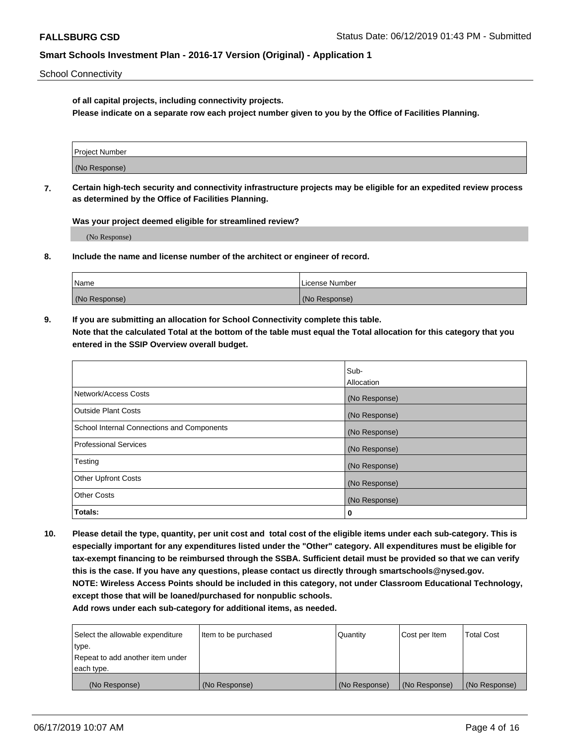School Connectivity

**of all capital projects, including connectivity projects.**
**Please indicate on a separate row each project number given to you by the Office of Facilities Planning.**

| Project Number |
| --- |
| (No Response) |

**7. Certain high-tech security and connectivity infrastructure projects may be eligible for an expedited review process as determined by the Office of Facilities Planning.**

**Was your project deemed eligible for streamlined review?**

(No Response)

**8. Include the name and license number of the architect or engineer of record.**

| Name | License Number |
| --- | --- |
| (No Response) | (No Response) |

**9. If you are submitting an allocation for School Connectivity complete this table.**
**Note that the calculated Total at the bottom of the table must equal the Total allocation for this category that you entered in the SSIP Overview overall budget.**

| | Sub-Allocation |
| --- | --- |
| Network/Access Costs | (No Response) |
| Outside Plant Costs | (No Response) |
| School Internal Connections and Components | (No Response) |
| Professional Services | (No Response) |
| Testing | (No Response) |
| Other Upfront Costs | (No Response) |
| Other Costs | (No Response) |
| **Totals:** | 0 |

**10. Please detail the type, quantity, per unit cost and total cost of the eligible items under each sub-category. This is especially important for any expenditures listed under the "Other" category. All expenditures must be eligible for tax-exempt financing to be reimbursed through the SSBA. Sufficient detail must be provided so that we can verify this is the case. If you have any questions, please contact us directly through smartschools@nysed.gov.**
**NOTE: Wireless Access Points should be included in this category, not under Classroom Educational Technology, except those that will be loaned/purchased for nonpublic schools.**
**Add rows under each sub-category for additional items, as needed.**

| Select the allowable expenditure type. Repeat to add another item under each type. | Item to be purchased | Quantity | Cost per Item | Total Cost |
| --- | --- | --- | --- | --- |
| (No Response) | (No Response) | (No Response) | (No Response) | (No Response) |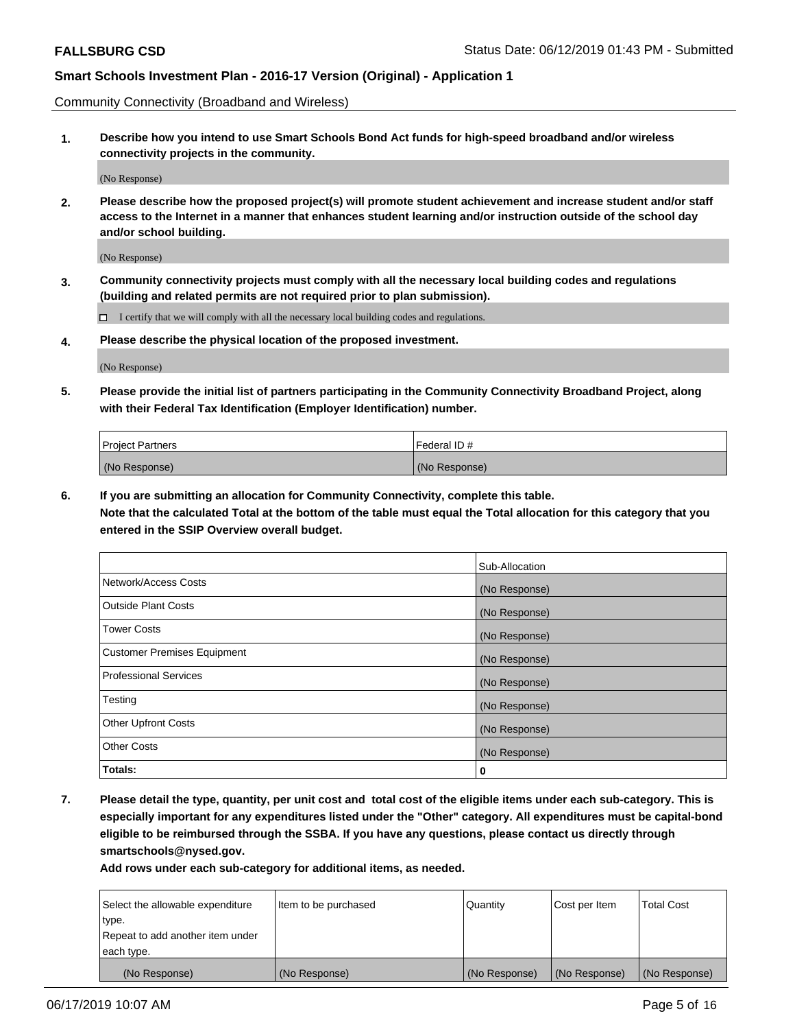Community Connectivity (Broadband and Wireless)

**1. Describe how you intend to use Smart Schools Bond Act funds for high-speed broadband and/or wireless connectivity projects in the community.**

(No Response)

**2. Please describe how the proposed project(s) will promote student achievement and increase student and/or staff access to the Internet in a manner that enhances student learning and/or instruction outside of the school day and/or school building.**

(No Response)

**3. Community connectivity projects must comply with all the necessary local building codes and regulations (building and related permits are not required prior to plan submission).**

☐ I certify that we will comply with all the necessary local building codes and regulations.

**4. Please describe the physical location of the proposed investment.**

(No Response)

**5. Please provide the initial list of partners participating in the Community Connectivity Broadband Project, along with their Federal Tax Identification (Employer Identification) number.**

| Project Partners | Federal ID # |
|---|---|
| (No Response) | (No Response) |

**6. If you are submitting an allocation for Community Connectivity, complete this table. Note that the calculated Total at the bottom of the table must equal the Total allocation for this category that you entered in the SSIP Overview overall budget.**

| | Sub-Allocation |
|---|---|
| Network/Access Costs | (No Response) |
| Outside Plant Costs | (No Response) |
| Tower Costs | (No Response) |
| Customer Premises Equipment | (No Response) |
| Professional Services | (No Response) |
| Testing | (No Response) |
| Other Upfront Costs | (No Response) |
| Other Costs | (No Response) |
| **Totals:** | **0** |

**7. Please detail the type, quantity, per unit cost and total cost of the eligible items under each sub-category. This is especially important for any expenditures listed under the "Other" category. All expenditures must be capital-bond eligible to be reimbursed through the SSBA. If you have any questions, please contact us directly through smartschools@nysed.gov.**

**Add rows under each sub-category for additional items, as needed.**

| Select the allowable expenditure type. Repeat to add another item under each type. | Item to be purchased | Quantity | Cost per Item | Total Cost |
|---|---|---|---|---|
| (No Response) | (No Response) | (No Response) | (No Response) | (No Response) |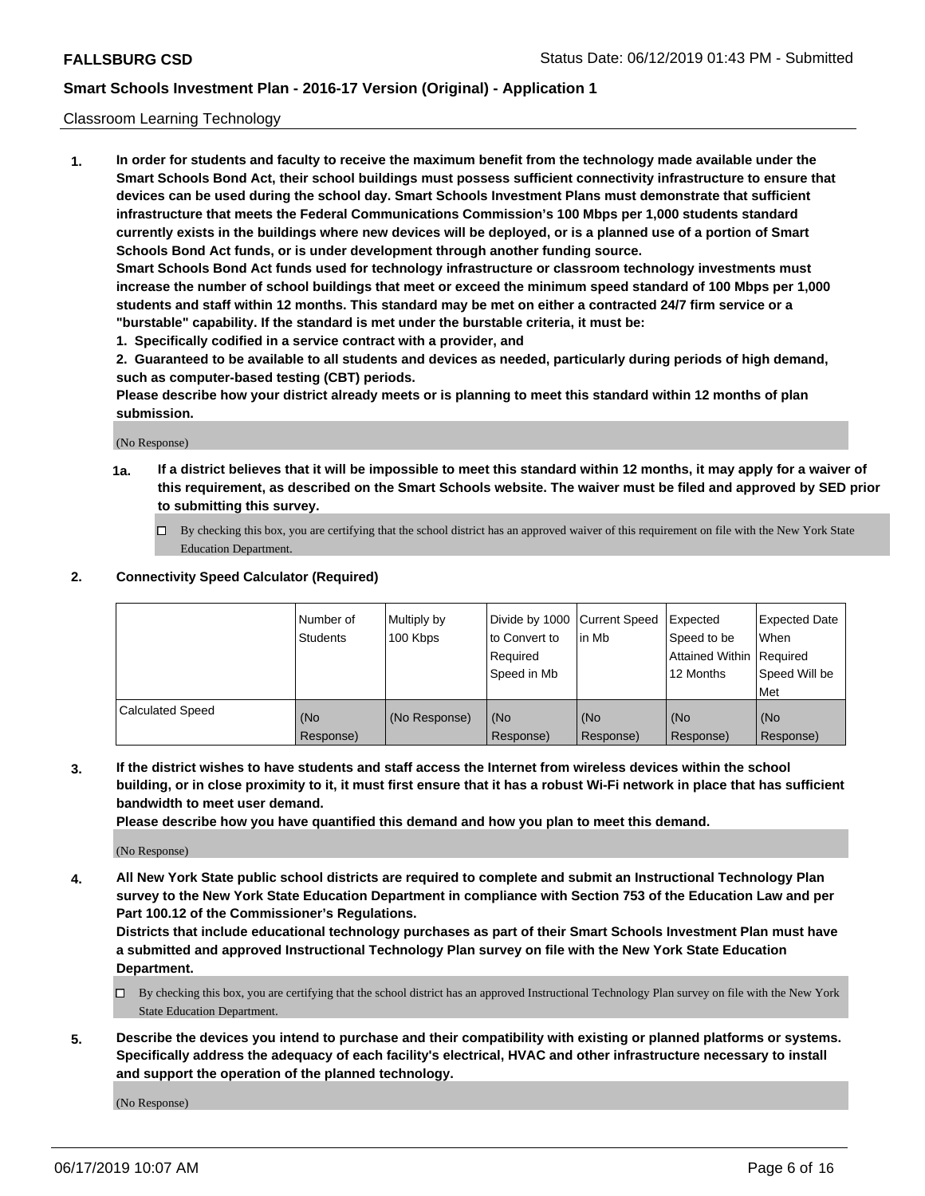Classroom Learning Technology

**1. In order for students and faculty to receive the maximum benefit from the technology made available under the Smart Schools Bond Act, their school buildings must possess sufficient connectivity infrastructure to ensure that devices can be used during the school day. Smart Schools Investment Plans must demonstrate that sufficient infrastructure that meets the Federal Communications Commission's 100 Mbps per 1,000 students standard currently exists in the buildings where new devices will be deployed, or is a planned use of a portion of Smart Schools Bond Act funds, or is under development through another funding source.**

**Smart Schools Bond Act funds used for technology infrastructure or classroom technology investments must increase the number of school buildings that meet or exceed the minimum speed standard of 100 Mbps per 1,000 students and staff within 12 months. This standard may be met on either a contracted 24/7 firm service or a "burstable" capability. If the standard is met under the burstable criteria, it must be:**

**1. Specifically codified in a service contract with a provider, and**

**2. Guaranteed to be available to all students and devices as needed, particularly during periods of high demand, such as computer-based testing (CBT) periods.**

**Please describe how your district already meets or is planning to meet this standard within 12 months of plan submission.**

(No Response)

**1a. If a district believes that it will be impossible to meet this standard within 12 months, it may apply for a waiver of this requirement, as described on the Smart Schools website. The waiver must be filed and approved by SED prior to submitting this survey.**

☐ By checking this box, you are certifying that the school district has an approved waiver of this requirement on file with the New York State Education Department.

**2. Connectivity Speed Calculator (Required)**

| | Number of Students | Multiply by 100 Kbps | Divide by 1000 to Convert to Required Speed in Mb | Current Speed in Mb | Expected Speed to be Attained Within 12 Months | Expected Date When Required Speed Will be Met |
|---|---|---|---|---|---|---|
| Calculated Speed | (No Response) | (No Response) | (No Response) | (No Response) | (No Response) | (No Response) |

**3. If the district wishes to have students and staff access the Internet from wireless devices within the school building, or in close proximity to it, it must first ensure that it has a robust Wi-Fi network in place that has sufficient bandwidth to meet user demand.**

**Please describe how you have quantified this demand and how you plan to meet this demand.**

(No Response)

**4. All New York State public school districts are required to complete and submit an Instructional Technology Plan survey to the New York State Education Department in compliance with Section 753 of the Education Law and per Part 100.12 of the Commissioner's Regulations.**

**Districts that include educational technology purchases as part of their Smart Schools Investment Plan must have a submitted and approved Instructional Technology Plan survey on file with the New York State Education Department.**

☐ By checking this box, you are certifying that the school district has an approved Instructional Technology Plan survey on file with the New York State Education Department.

**5. Describe the devices you intend to purchase and their compatibility with existing or planned platforms or systems. Specifically address the adequacy of each facility's electrical, HVAC and other infrastructure necessary to install and support the operation of the planned technology.**

(No Response)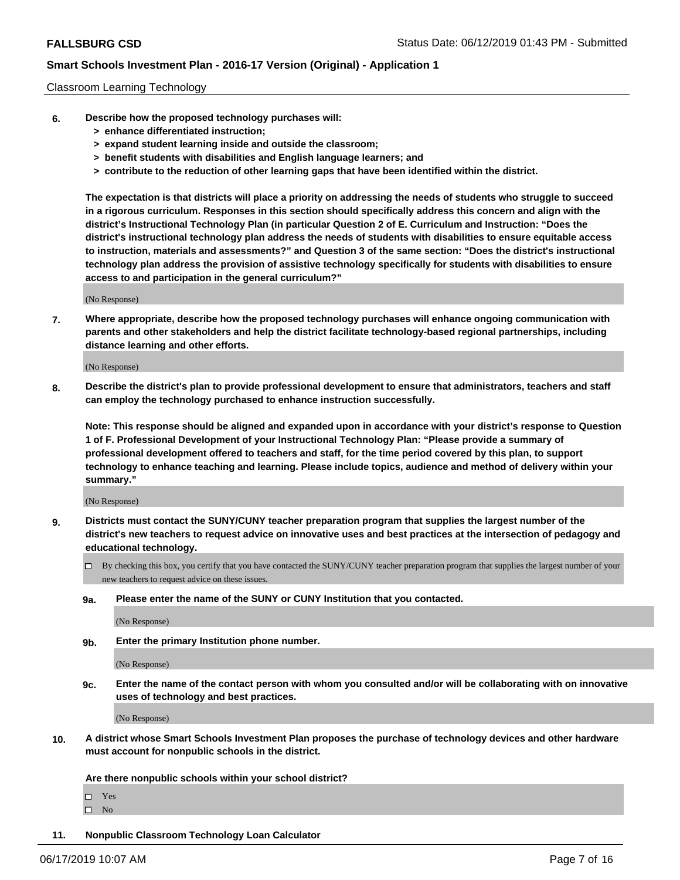Classroom Learning Technology

**6. Describe how the proposed technology purchases will:**

- **> enhance differentiated instruction;**
- **> expand student learning inside and outside the classroom;**
- **> benefit students with disabilities and English language learners; and**
- **> contribute to the reduction of other learning gaps that have been identified within the district.**

**The expectation is that districts will place a priority on addressing the needs of students who struggle to succeed in a rigorous curriculum. Responses in this section should specifically address this concern and align with the district's Instructional Technology Plan (in particular Question 2 of E. Curriculum and Instruction: "Does the district's instructional technology plan address the needs of students with disabilities to ensure equitable access to instruction, materials and assessments?" and Question 3 of the same section: "Does the district's instructional technology plan address the provision of assistive technology specifically for students with disabilities to ensure access to and participation in the general curriculum?"**

(No Response)

**7. Where appropriate, describe how the proposed technology purchases will enhance ongoing communication with parents and other stakeholders and help the district facilitate technology-based regional partnerships, including distance learning and other efforts.**

(No Response)

**8. Describe the district's plan to provide professional development to ensure that administrators, teachers and staff can employ the technology purchased to enhance instruction successfully.**

**Note: This response should be aligned and expanded upon in accordance with your district's response to Question 1 of F. Professional Development of your Instructional Technology Plan: "Please provide a summary of professional development offered to teachers and staff, for the time period covered by this plan, to support technology to enhance teaching and learning. Please include topics, audience and method of delivery within your summary."**

(No Response)

**9. Districts must contact the SUNY/CUNY teacher preparation program that supplies the largest number of the district's new teachers to request advice on innovative uses and best practices at the intersection of pedagogy and educational technology.**

☐ By checking this box, you certify that you have contacted the SUNY/CUNY teacher preparation program that supplies the largest number of your new teachers to request advice on these issues.

**9a. Please enter the name of the SUNY or CUNY Institution that you contacted.**

(No Response)

**9b. Enter the primary Institution phone number.**

(No Response)

**9c. Enter the name of the contact person with whom you consulted and/or will be collaborating with on innovative uses of technology and best practices.**

(No Response)

**10. A district whose Smart Schools Investment Plan proposes the purchase of technology devices and other hardware must account for nonpublic schools in the district.**

**Are there nonpublic schools within your school district?**

☐ Yes
☐ No

**11. Nonpublic Classroom Technology Loan Calculator**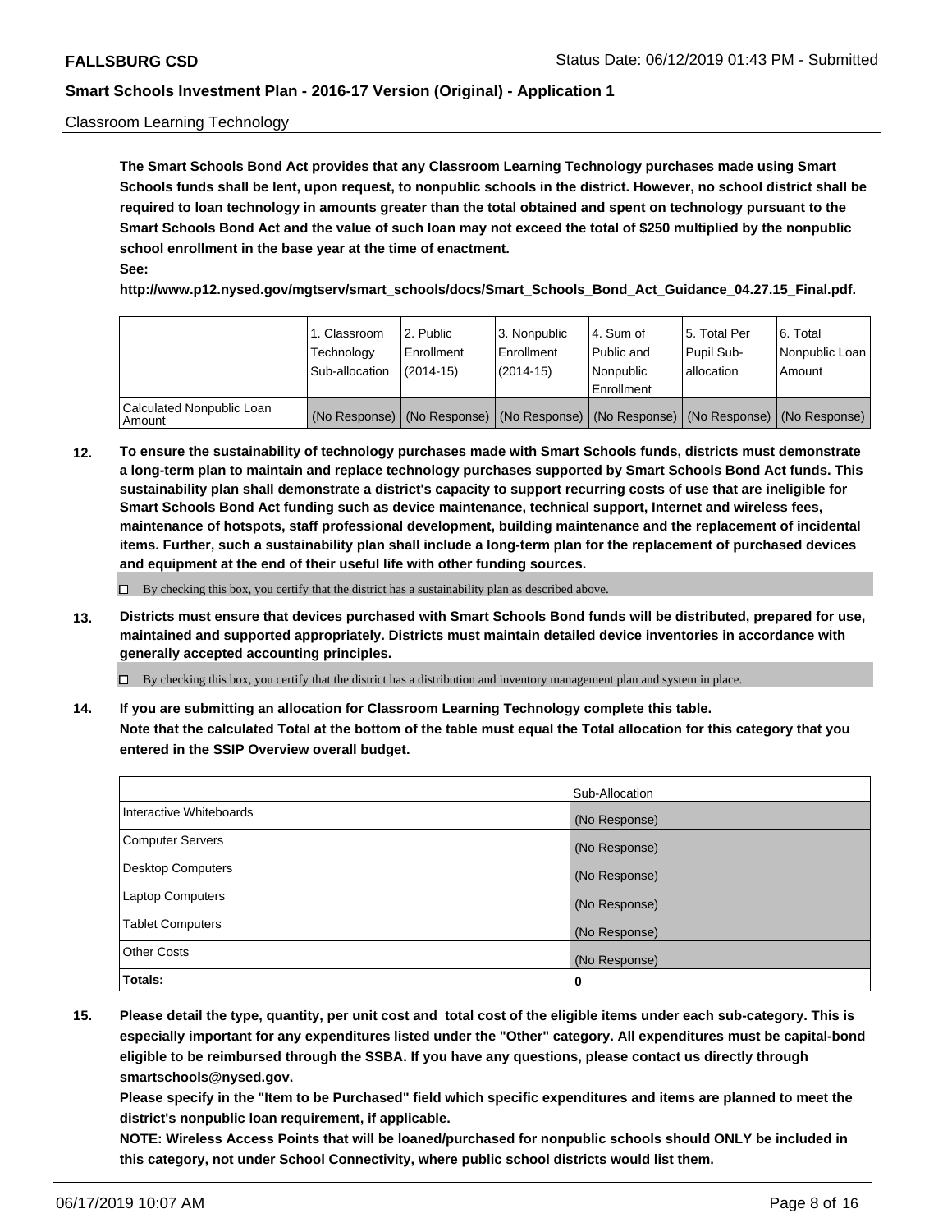Classroom Learning Technology

**The Smart Schools Bond Act provides that any Classroom Learning Technology purchases made using Smart Schools funds shall be lent, upon request, to nonpublic schools in the district. However, no school district shall be required to loan technology in amounts greater than the total obtained and spent on technology pursuant to the Smart Schools Bond Act and the value of such loan may not exceed the total of $250 multiplied by the nonpublic school enrollment in the base year at the time of enactment.**

**See:**

**http://www.p12.nysed.gov/mgtserv/smart_schools/docs/Smart_Schools_Bond_Act_Guidance_04.27.15_Final.pdf.**

| | 1. Classroom Technology Sub-allocation | 2. Public Enrollment (2014-15) | 3. Nonpublic Enrollment (2014-15) | 4. Sum of Public and Nonpublic Enrollment | 5. Total Per Pupil Sub-allocation | 6. Total Nonpublic Loan Amount |
|---|---|---|---|---|---|---|
| Calculated Nonpublic Loan Amount | (No Response) | (No Response) | (No Response) | (No Response) | (No Response) | (No Response) |

**12. To ensure the sustainability of technology purchases made with Smart Schools funds, districts must demonstrate a long-term plan to maintain and replace technology purchases supported by Smart Schools Bond Act funds. This sustainability plan shall demonstrate a district's capacity to support recurring costs of use that are ineligible for Smart Schools Bond Act funding such as device maintenance, technical support, Internet and wireless fees, maintenance of hotspots, staff professional development, building maintenance and the replacement of incidental items. Further, such a sustainability plan shall include a long-term plan for the replacement of purchased devices and equipment at the end of their useful life with other funding sources.**

☐ By checking this box, you certify that the district has a sustainability plan as described above.

**13. Districts must ensure that devices purchased with Smart Schools Bond funds will be distributed, prepared for use, maintained and supported appropriately. Districts must maintain detailed device inventories in accordance with generally accepted accounting principles.**

☐ By checking this box, you certify that the district has a distribution and inventory management plan and system in place.

**14. If you are submitting an allocation for Classroom Learning Technology complete this table.**
**Note that the calculated Total at the bottom of the table must equal the Total allocation for this category that you entered in the SSIP Overview overall budget.**

| | Sub-Allocation |
|---|---|
| Interactive Whiteboards | (No Response) |
| Computer Servers | (No Response) |
| Desktop Computers | (No Response) |
| Laptop Computers | (No Response) |
| Tablet Computers | (No Response) |
| Other Costs | (No Response) |
| **Totals:** | **0** |

**15. Please detail the type, quantity, per unit cost and total cost of the eligible items under each sub-category. This is especially important for any expenditures listed under the "Other" category. All expenditures must be capital-bond eligible to be reimbursed through the SSBA. If you have any questions, please contact us directly through smartschools@nysed.gov.**
**Please specify in the "Item to be Purchased" field which specific expenditures and items are planned to meet the district's nonpublic loan requirement, if applicable.**
**NOTE: Wireless Access Points that will be loaned/purchased for nonpublic schools should ONLY be included in this category, not under School Connectivity, where public school districts would list them.**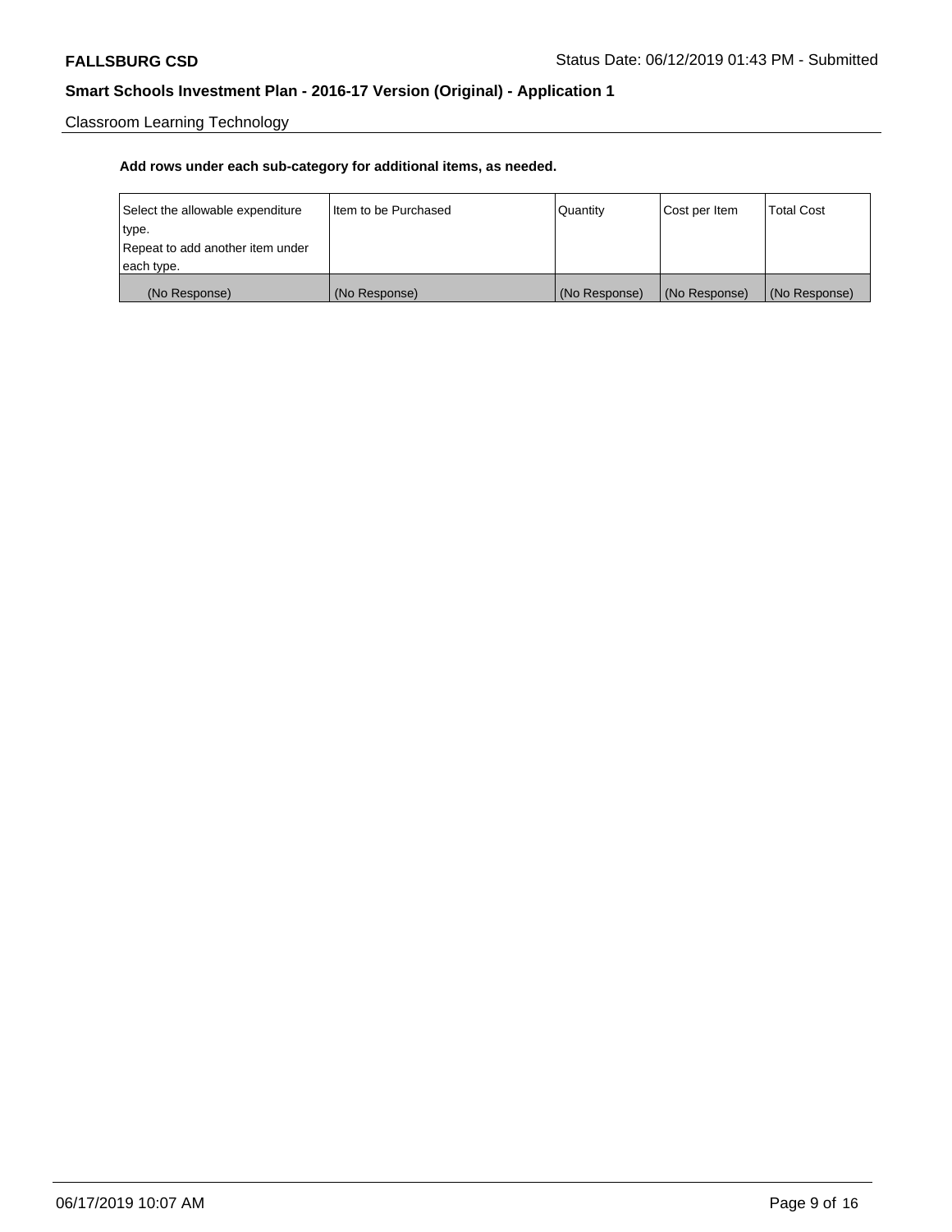Classroom Learning Technology

**Add rows under each sub-category for additional items, as needed.**

| Select the allowable expenditure type.<br>Repeat to add another item under each type. | Item to be Purchased | Quantity | Cost per Item | Total Cost |
|---|---|---|---|---|
| (No Response) | (No Response) | (No Response) | (No Response) | (No Response) |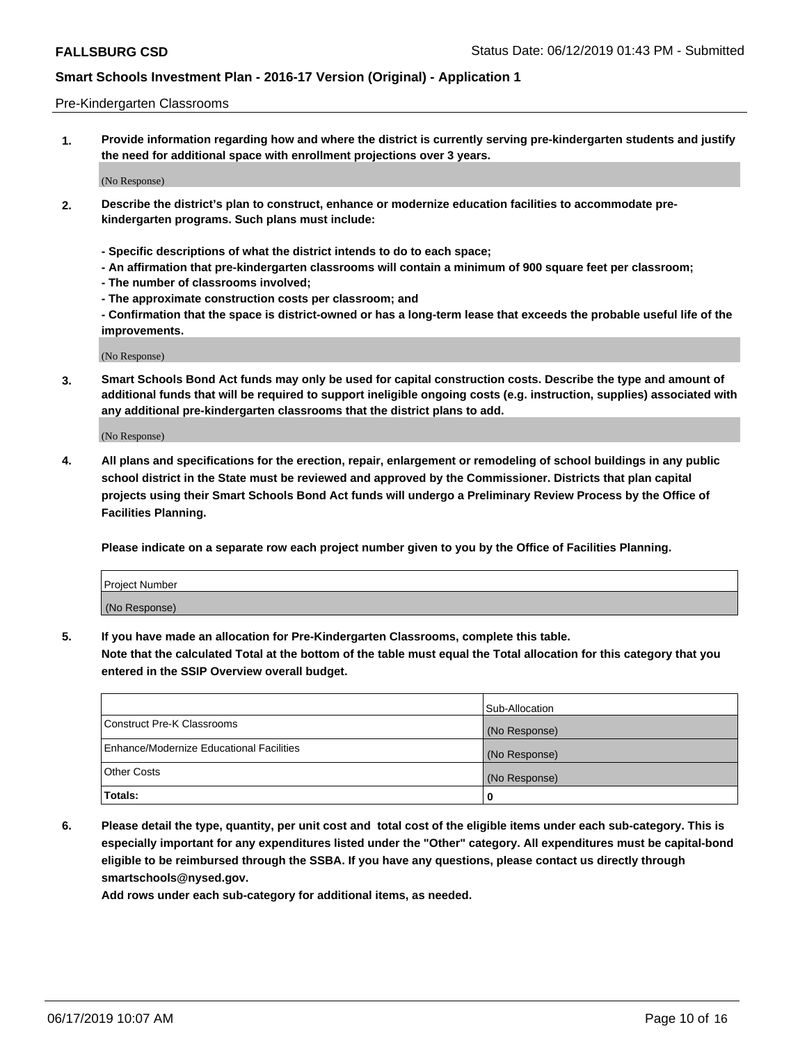Pre-Kindergarten Classrooms

1. **Provide information regarding how and where the district is currently serving pre-kindergarten students and justify the need for additional space with enrollment projections over 3 years.**

   (No Response)

2. **Describe the district's plan to construct, enhance or modernize education facilities to accommodate pre-kindergarten programs. Such plans must include:**

   **- Specific descriptions of what the district intends to do to each space;**
   **- An affirmation that pre-kindergarten classrooms will contain a minimum of 900 square feet per classroom;**
   **- The number of classrooms involved;**
   **- The approximate construction costs per classroom; and**
   **- Confirmation that the space is district-owned or has a long-term lease that exceeds the probable useful life of the improvements.**

   (No Response)

3. **Smart Schools Bond Act funds may only be used for capital construction costs. Describe the type and amount of additional funds that will be required to support ineligible ongoing costs (e.g. instruction, supplies) associated with any additional pre-kindergarten classrooms that the district plans to add.**

   (No Response)

4. **All plans and specifications for the erection, repair, enlargement or remodeling of school buildings in any public school district in the State must be reviewed and approved by the Commissioner. Districts that plan capital projects using their Smart Schools Bond Act funds will undergo a Preliminary Review Process by the Office of Facilities Planning.**

   **Please indicate on a separate row each project number given to you by the Office of Facilities Planning.**

| Project Number |
| --- |
| (No Response) |

5. **If you have made an allocation for Pre-Kindergarten Classrooms, complete this table.**
   **Note that the calculated Total at the bottom of the table must equal the Total allocation for this category that you entered in the SSIP Overview overall budget.**

| | Sub-Allocation |
| --- | --- |
| Construct Pre-K Classrooms | (No Response) |
| Enhance/Modernize Educational Facilities | (No Response) |
| Other Costs | (No Response) |
| **Totals:** | **0** |

6. **Please detail the type, quantity, per unit cost and total cost of the eligible items under each sub-category. This is especially important for any expenditures listed under the "Other" category. All expenditures must be capital-bond eligible to be reimbursed through the SSBA. If you have any questions, please contact us directly through smartschools@nysed.gov.**
   **Add rows under each sub-category for additional items, as needed.**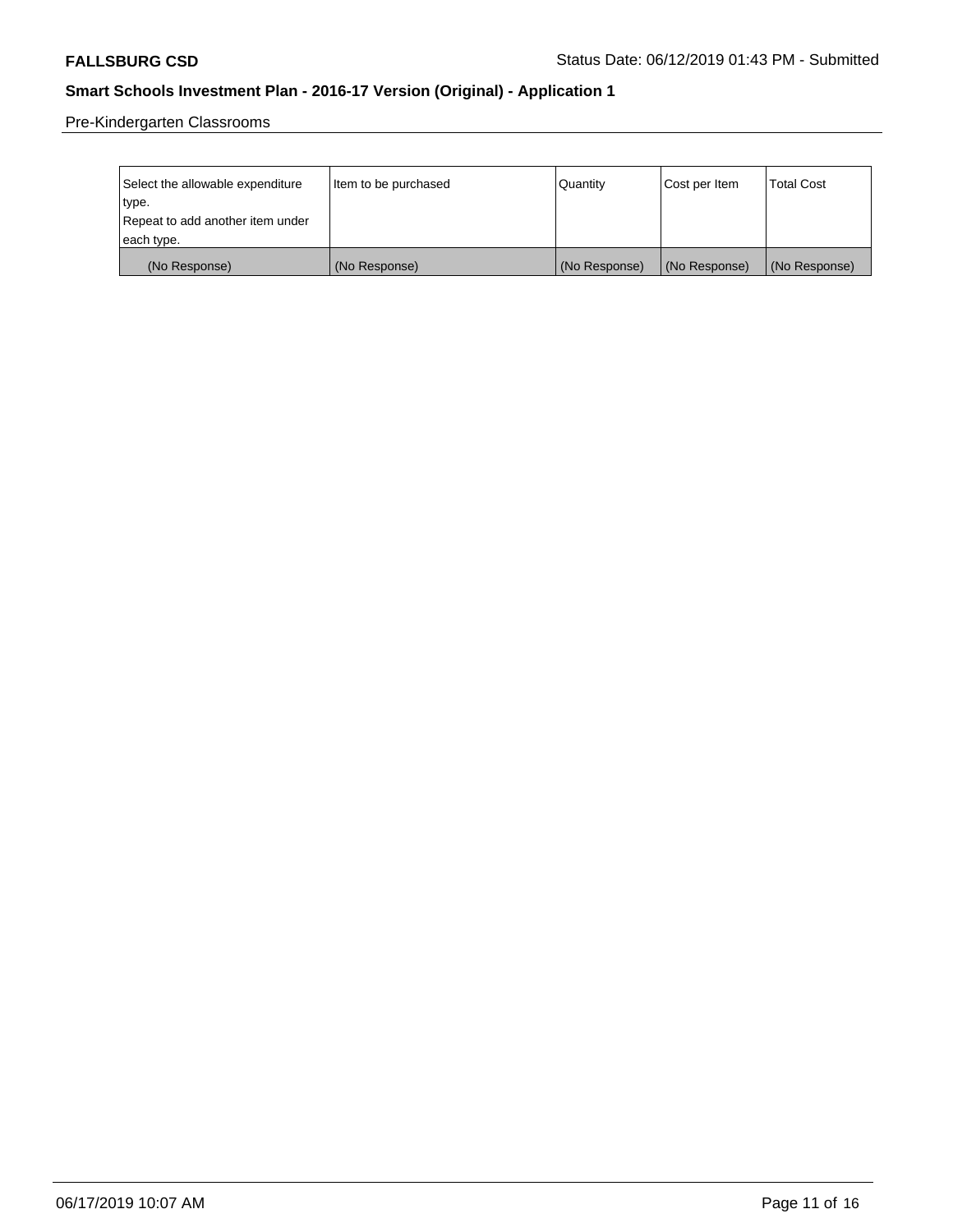Pre-Kindergarten Classrooms

| Select the allowable expenditure type. Repeat to add another item under each type. | Item to be purchased | Quantity | Cost per Item | Total Cost |
|---|---|---|---|---|
| (No Response) | (No Response) | (No Response) | (No Response) | (No Response) |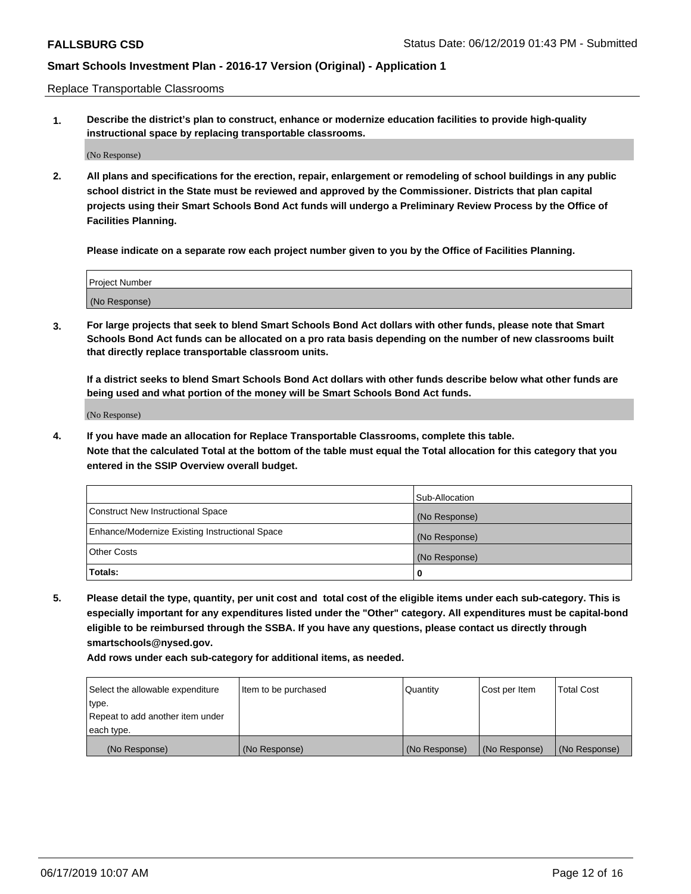Replace Transportable Classrooms

1. **Describe the district's plan to construct, enhance or modernize education facilities to provide high-quality instructional space by replacing transportable classrooms.**

(No Response)

2. **All plans and specifications for the erection, repair, enlargement or remodeling of school buildings in any public school district in the State must be reviewed and approved by the Commissioner. Districts that plan capital projects using their Smart Schools Bond Act funds will undergo a Preliminary Review Process by the Office of Facilities Planning.**

   **Please indicate on a separate row each project number given to you by the Office of Facilities Planning.**

| Project Number |
|---|
| (No Response) |

3. **For large projects that seek to blend Smart Schools Bond Act dollars with other funds, please note that Smart Schools Bond Act funds can be allocated on a pro rata basis depending on the number of new classrooms built that directly replace transportable classroom units.**

   **If a district seeks to blend Smart Schools Bond Act dollars with other funds describe below what other funds are being used and what portion of the money will be Smart Schools Bond Act funds.**

(No Response)

4. **If you have made an allocation for Replace Transportable Classrooms, complete this table. Note that the calculated Total at the bottom of the table must equal the Total allocation for this category that you entered in the SSIP Overview overall budget.**

| | Sub-Allocation |
|---|---|
| Construct New Instructional Space | (No Response) |
| Enhance/Modernize Existing Instructional Space | (No Response) |
| Other Costs | (No Response) |
| **Totals:** | **0** |

5. **Please detail the type, quantity, per unit cost and total cost of the eligible items under each sub-category. This is especially important for any expenditures listed under the "Other" category. All expenditures must be capital-bond eligible to be reimbursed through the SSBA. If you have any questions, please contact us directly through smartschools@nysed.gov.**

   **Add rows under each sub-category for additional items, as needed.**

| Select the allowable expenditure type. Repeat to add another item under each type. | Item to be purchased | Quantity | Cost per Item | Total Cost |
|---|---|---|---|---|
| (No Response) | (No Response) | (No Response) | (No Response) | (No Response) |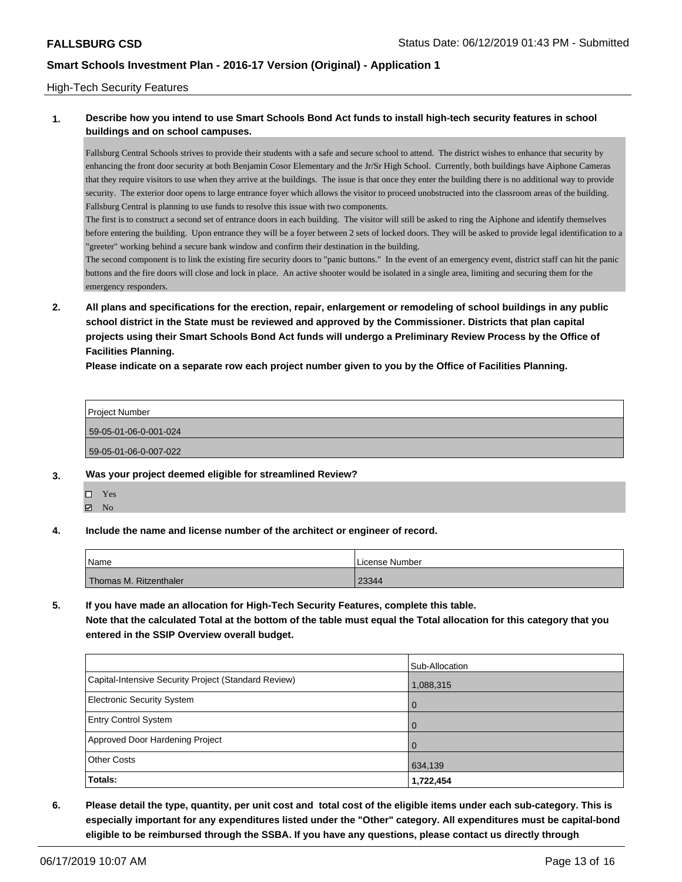High-Tech Security Features

**1. Describe how you intend to use Smart Schools Bond Act funds to install high-tech security features in school buildings and on school campuses.**

Fallsburg Central Schools strives to provide their students with a safe and secure school to attend. The district wishes to enhance that security by enhancing the front door security at both Benjamin Cosor Elementary and the Jr/Sr High School. Currently, both buildings have Aiphone Cameras that they require visitors to use when they arrive at the buildings. The issue is that once they enter the building there is no additional way to provide security. The exterior door opens to large entrance foyer which allows the visitor to proceed unobstructed into the classroom areas of the building. Fallsburg Central is planning to use funds to resolve this issue with two components.

The first is to construct a second set of entrance doors in each building. The visitor will still be asked to ring the Aiphone and identify themselves before entering the building. Upon entrance they will be a foyer between 2 sets of locked doors. They will be asked to provide legal identification to a "greeter" working behind a secure bank window and confirm their destination in the building.

The second component is to link the existing fire security doors to "panic buttons." In the event of an emergency event, district staff can hit the panic buttons and the fire doors will close and lock in place. An active shooter would be isolated in a single area, limiting and securing them for the emergency responders.

**2. All plans and specifications for the erection, repair, enlargement or remodeling of school buildings in any public school district in the State must be reviewed and approved by the Commissioner. Districts that plan capital projects using their Smart Schools Bond Act funds will undergo a Preliminary Review Process by the Office of Facilities Planning.**

**Please indicate on a separate row each project number given to you by the Office of Facilities Planning.**

| Project Number |
| --- |
| 59-05-01-06-0-001-024 |
| 59-05-01-06-0-007-022 |

**3. Was your project deemed eligible for streamlined Review?**

- ☐ Yes
- ☑ No

**4. Include the name and license number of the architect or engineer of record.**

| Name | License Number |
| --- | --- |
| Thomas M. Ritzenthaler | 23344 |

**5. If you have made an allocation for High-Tech Security Features, complete this table.**
**Note that the calculated Total at the bottom of the table must equal the Total allocation for this category that you entered in the SSIP Overview overall budget.**

| | Sub-Allocation |
| --- | --- |
| Capital-Intensive Security Project (Standard Review) | 1,088,315 |
| Electronic Security System | 0 |
| Entry Control System | 0 |
| Approved Door Hardening Project | 0 |
| Other Costs | 634,139 |
| **Totals:** | **1,722,454** |

**6. Please detail the type, quantity, per unit cost and total cost of the eligible items under each sub-category. This is especially important for any expenditures listed under the "Other" category. All expenditures must be capital-bond eligible to be reimbursed through the SSBA. If you have any questions, please contact us directly through**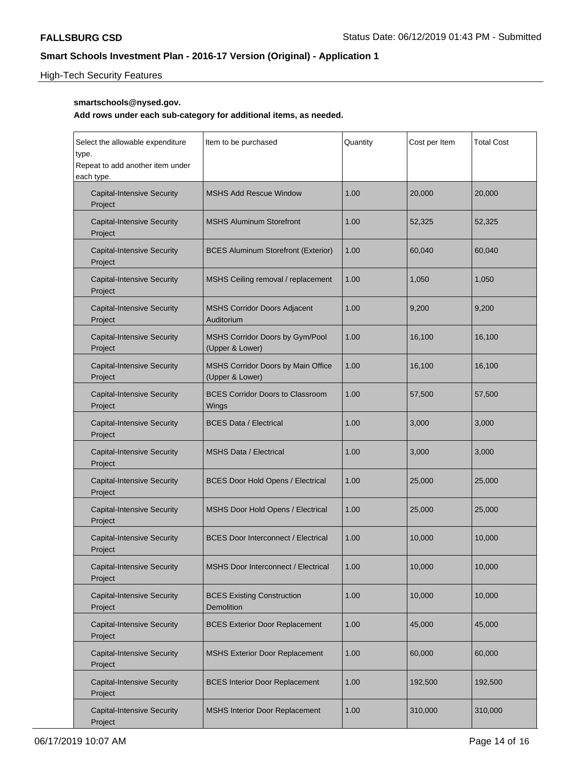High-Tech Security Features

**smartschools@nysed.gov.**

**Add rows under each sub-category for additional items, as needed.**

| Select the allowable expenditure type. Repeat to add another item under each type. | Item to be purchased | Quantity | Cost per Item | Total Cost |
|---|---|---|---|---|
| Capital-Intensive Security Project | MSHS Add Rescue Window | 1.00 | 20,000 | 20,000 |
| Capital-Intensive Security Project | MSHS Aluminum Storefront | 1.00 | 52,325 | 52,325 |
| Capital-Intensive Security Project | BCES Aluminum Storefront (Exterior) | 1.00 | 60,040 | 60,040 |
| Capital-Intensive Security Project | MSHS Ceiling removal / replacement | 1.00 | 1,050 | 1,050 |
| Capital-Intensive Security Project | MSHS Corridor Doors Adjacent Auditorium | 1.00 | 9,200 | 9,200 |
| Capital-Intensive Security Project | MSHS Corridor Doors by Gym/Pool (Upper & Lower) | 1.00 | 16,100 | 16,100 |
| Capital-Intensive Security Project | MSHS Corridor Doors by Main Office (Upper & Lower) | 1.00 | 16,100 | 16,100 |
| Capital-Intensive Security Project | BCES Corridor Doors to Classroom Wings | 1.00 | 57,500 | 57,500 |
| Capital-Intensive Security Project | BCES Data / Electrical | 1.00 | 3,000 | 3,000 |
| Capital-Intensive Security Project | MSHS Data / Electrical | 1.00 | 3,000 | 3,000 |
| Capital-Intensive Security Project | BCES Door Hold Opens / Electrical | 1.00 | 25,000 | 25,000 |
| Capital-Intensive Security Project | MSHS Door Hold Opens / Electrical | 1.00 | 25,000 | 25,000 |
| Capital-Intensive Security Project | BCES Door Interconnect / Electrical | 1.00 | 10,000 | 10,000 |
| Capital-Intensive Security Project | MSHS Door Interconnect / Electrical | 1.00 | 10,000 | 10,000 |
| Capital-Intensive Security Project | BCES Existing Construction Demolition | 1.00 | 10,000 | 10,000 |
| Capital-Intensive Security Project | BCES Exterior Door Replacement | 1.00 | 45,000 | 45,000 |
| Capital-Intensive Security Project | MSHS Exterior Door Replacement | 1.00 | 60,000 | 60,000 |
| Capital-Intensive Security Project | BCES Interior Door Replacement | 1.00 | 192,500 | 192,500 |
| Capital-Intensive Security Project | MSHS Interior Door Replacement | 1.00 | 310,000 | 310,000 |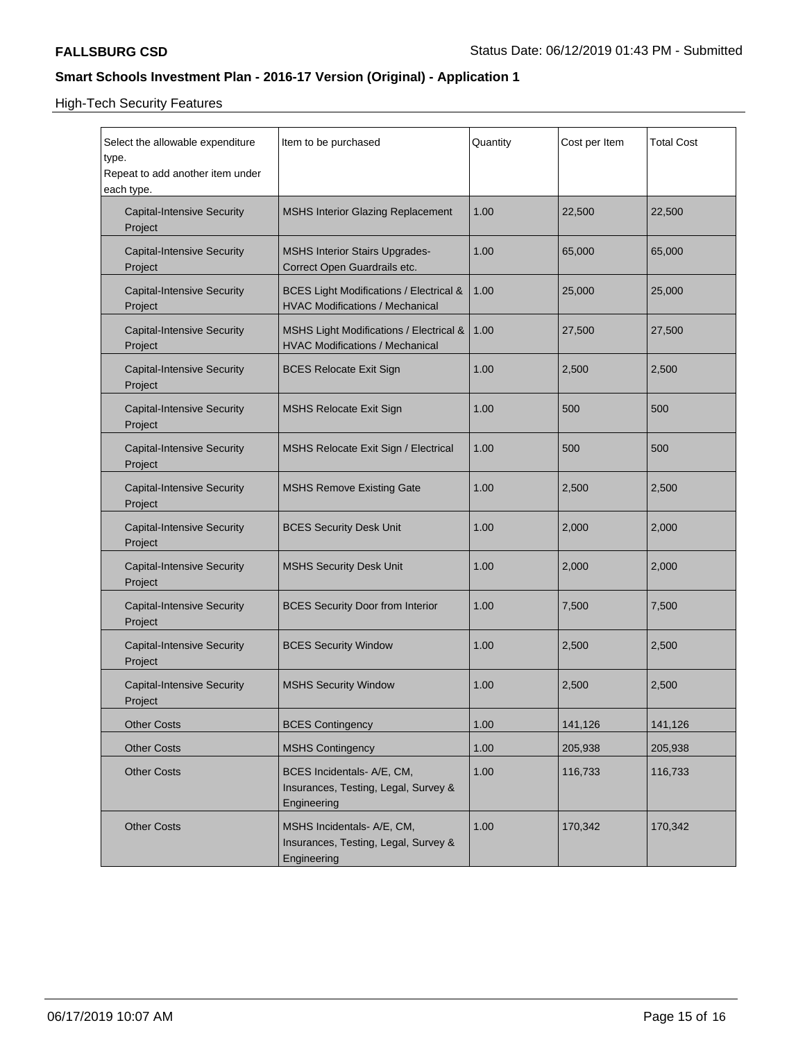**FALLSBURG CSD** Status Date: 06/12/2019 01:43 PM - Submitted

## Smart Schools Investment Plan - 2016-17 Version (Original) - Application 1

High-Tech Security Features

| Select the allowable expenditure type. Repeat to add another item under each type. | Item to be purchased | Quantity | Cost per Item | Total Cost |
|---|---|---|---|---|
| Capital-Intensive Security Project | MSHS Interior Glazing Replacement | 1.00 | 22,500 | 22,500 |
| Capital-Intensive Security Project | MSHS Interior Stairs Upgrades- Correct Open Guardrails etc. | 1.00 | 65,000 | 65,000 |
| Capital-Intensive Security Project | BCES Light Modifications / Electrical & HVAC Modifications / Mechanical | 1.00 | 25,000 | 25,000 |
| Capital-Intensive Security Project | MSHS Light Modifications / Electrical & HVAC Modifications / Mechanical | 1.00 | 27,500 | 27,500 |
| Capital-Intensive Security Project | BCES Relocate Exit Sign | 1.00 | 2,500 | 2,500 |
| Capital-Intensive Security Project | MSHS Relocate Exit Sign | 1.00 | 500 | 500 |
| Capital-Intensive Security Project | MSHS Relocate Exit Sign / Electrical | 1.00 | 500 | 500 |
| Capital-Intensive Security Project | MSHS Remove Existing Gate | 1.00 | 2,500 | 2,500 |
| Capital-Intensive Security Project | BCES Security Desk Unit | 1.00 | 2,000 | 2,000 |
| Capital-Intensive Security Project | MSHS Security Desk Unit | 1.00 | 2,000 | 2,000 |
| Capital-Intensive Security Project | BCES Security Door from Interior | 1.00 | 7,500 | 7,500 |
| Capital-Intensive Security Project | BCES Security Window | 1.00 | 2,500 | 2,500 |
| Capital-Intensive Security Project | MSHS Security Window | 1.00 | 2,500 | 2,500 |
| Other Costs | BCES Contingency | 1.00 | 141,126 | 141,126 |
| Other Costs | MSHS Contingency | 1.00 | 205,938 | 205,938 |
| Other Costs | BCES Incidentals- A/E, CM, Insurances, Testing, Legal, Survey & Engineering | 1.00 | 116,733 | 116,733 |
| Other Costs | MSHS Incidentals- A/E, CM, Insurances, Testing, Legal, Survey & Engineering | 1.00 | 170,342 | 170,342 |